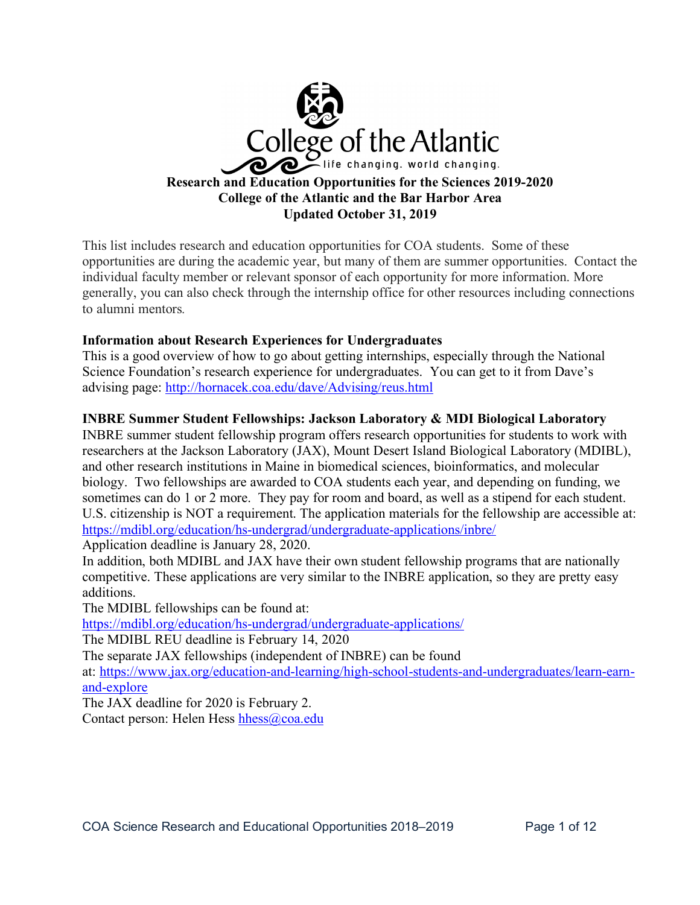College of the Atlantic

life changing. world changing.

**Research and Education Opportunities for the Sciences 2019-2020**
**College of the Atlantic and the Bar Harbor Area**
**Updated October 31, 2019**

This list includes research and education opportunities for COA students. Some of these opportunities are during the academic year, but many of them are summer opportunities. Contact the individual faculty member or relevant sponsor of each opportunity for more information. More generally, you can also check through the internship office for other resources including connections to alumni mentors.

**Information about Research Experiences for Undergraduates**
This is a good overview of how to go about getting internships, especially through the National Science Foundation's research experience for undergraduates. You can get to it from Dave's advising page: http://hornacek.coa.edu/dave/Advising/reus.html

**INBRE Summer Student Fellowships: Jackson Laboratory & MDI Biological Laboratory**
INBRE summer student fellowship program offers research opportunities for students to work with researchers at the Jackson Laboratory (JAX), Mount Desert Island Biological Laboratory (MDIBL), and other research institutions in Maine in biomedical sciences, bioinformatics, and molecular biology. Two fellowships are awarded to COA students each year, and depending on funding, we sometimes can do 1 or 2 more. They pay for room and board, as well as a stipend for each student. U.S. citizenship is NOT a requirement. The application materials for the fellowship are accessible at: https://mdibl.org/education/hs-undergrad/undergraduate-applications/inbre/
Application deadline is January 28, 2020.
In addition, both MDIBL and JAX have their own student fellowship programs that are nationally competitive. These applications are very similar to the INBRE application, so they are pretty easy additions.
The MDIBL fellowships can be found at:
https://mdibl.org/education/hs-undergrad/undergraduate-applications/
The MDIBL REU deadline is February 14, 2020
The separate JAX fellowships (independent of INBRE) can be found at: https://www.jax.org/education-and-learning/high-school-students-and-undergraduates/learn-earn-and-explore
The JAX deadline for 2020 is February 2.
Contact person: Helen Hess hhess@coa.edu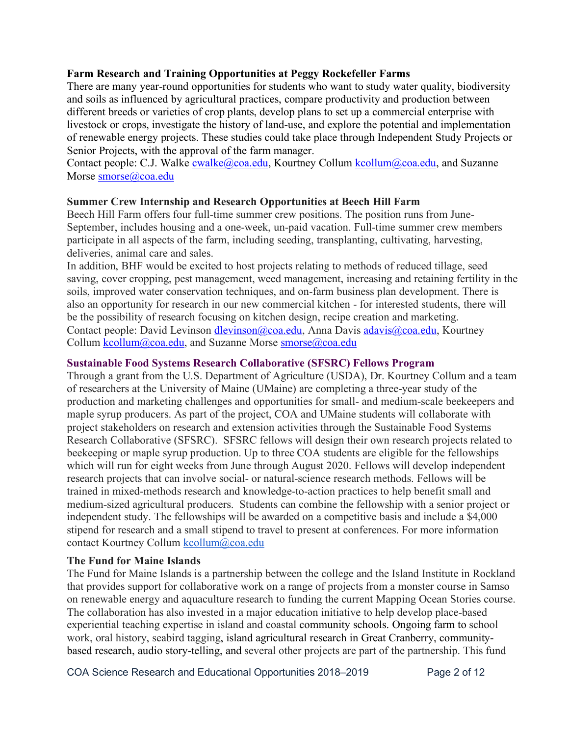**Farm Research and Training Opportunities at Peggy Rockefeller Farms**

There are many year-round opportunities for students who want to study water quality, biodiversity and soils as influenced by agricultural practices, compare productivity and production between different breeds or varieties of crop plants, develop plans to set up a commercial enterprise with livestock or crops, investigate the history of land-use, and explore the potential and implementation of renewable energy projects. These studies could take place through Independent Study Projects or Senior Projects, with the approval of the farm manager.

Contact people: C.J. Walke cwalke@coa.edu, Kourtney Collum kcollum@coa.edu, and Suzanne Morse smorse@coa.edu

**Summer Crew Internship and Research Opportunities at Beech Hill Farm**

Beech Hill Farm offers four full-time summer crew positions. The position runs from June-September, includes housing and a one-week, un-paid vacation. Full-time summer crew members participate in all aspects of the farm, including seeding, transplanting, cultivating, harvesting, deliveries, animal care and sales.

In addition, BHF would be excited to host projects relating to methods of reduced tillage, seed saving, cover cropping, pest management, weed management, increasing and retaining fertility in the soils, improved water conservation techniques, and on-farm business plan development. There is also an opportunity for research in our new commercial kitchen - for interested students, there will be the possibility of research focusing on kitchen design, recipe creation and marketing.

Contact people: David Levinson dlevinson@coa.edu, Anna Davis adavis@coa.edu, Kourtney Collum kcollum@coa.edu, and Suzanne Morse smorse@coa.edu

**Sustainable Food Systems Research Collaborative (SFSRC) Fellows Program**

Through a grant from the U.S. Department of Agriculture (USDA), Dr. Kourtney Collum and a team of researchers at the University of Maine (UMaine) are completing a three-year study of the production and marketing challenges and opportunities for small- and medium-scale beekeepers and maple syrup producers. As part of the project, COA and UMaine students will collaborate with project stakeholders on research and extension activities through the Sustainable Food Systems Research Collaborative (SFSRC). SFSRC fellows will design their own research projects related to beekeeping or maple syrup production. Up to three COA students are eligible for the fellowships which will run for eight weeks from June through August 2020. Fellows will develop independent research projects that can involve social- or natural-science research methods. Fellows will be trained in mixed-methods research and knowledge-to-action practices to help benefit small and medium-sized agricultural producers. Students can combine the fellowship with a senior project or independent study. The fellowships will be awarded on a competitive basis and include a $4,000 stipend for research and a small stipend to travel to present at conferences. For more information contact Kourtney Collum kcollum@coa.edu

**The Fund for Maine Islands**

The Fund for Maine Islands is a partnership between the college and the Island Institute in Rockland that provides support for collaborative work on a range of projects from a monster course in Samso on renewable energy and aquaculture research to funding the current Mapping Ocean Stories course. The collaboration has also invested in a major education initiative to help develop place-based experiential teaching expertise in island and coastal community schools. Ongoing farm to school work, oral history, seabird tagging, island agricultural research in Great Cranberry, community-based research, audio story-telling, and several other projects are part of the partnership. This fund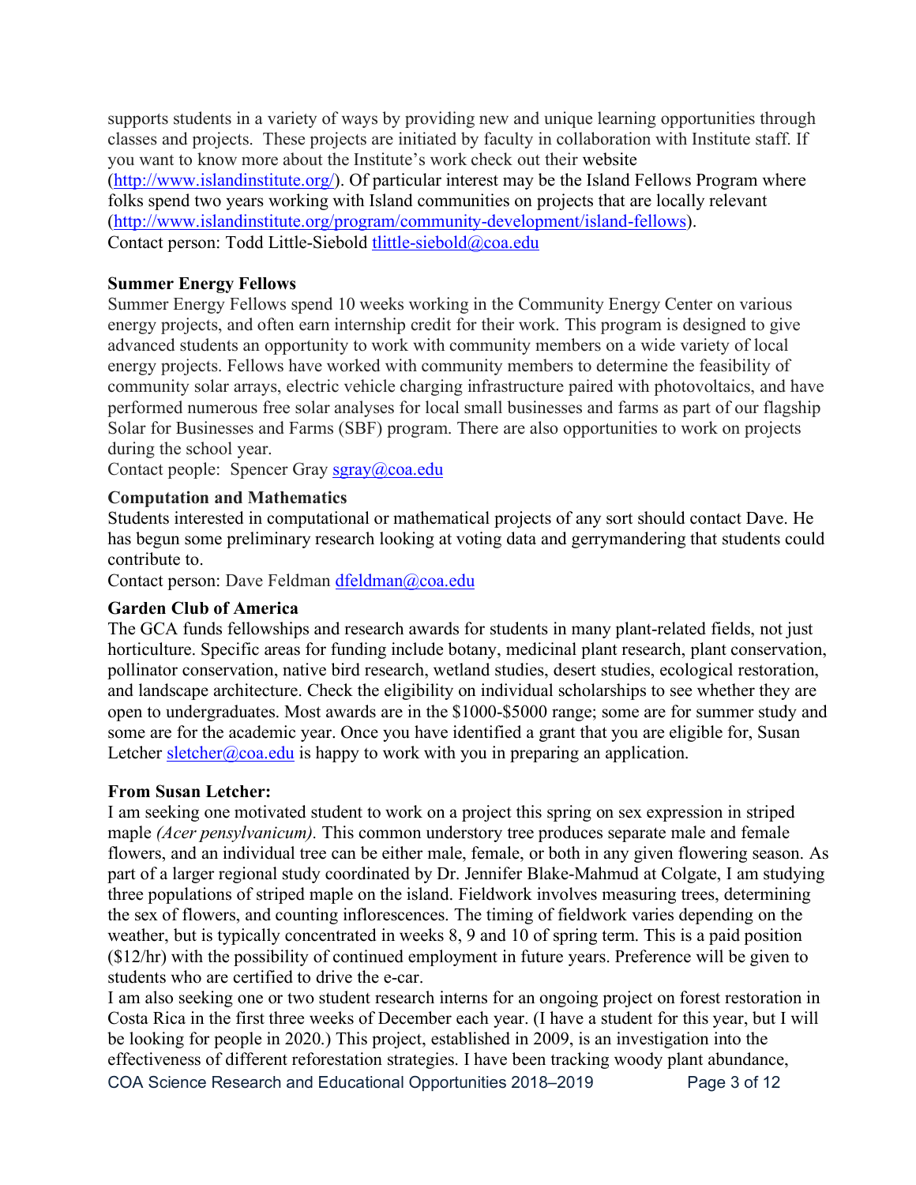supports students in a variety of ways by providing new and unique learning opportunities through classes and projects. These projects are initiated by faculty in collaboration with Institute staff. If you want to know more about the Institute's work check out their website (http://www.islandinstitute.org/). Of particular interest may be the Island Fellows Program where folks spend two years working with Island communities on projects that are locally relevant (http://www.islandinstitute.org/program/community-development/island-fellows).
Contact person: Todd Little-Siebold tlittle-siebold@coa.edu

**Summer Energy Fellows**

Summer Energy Fellows spend 10 weeks working in the Community Energy Center on various energy projects, and often earn internship credit for their work. This program is designed to give advanced students an opportunity to work with community members on a wide variety of local energy projects. Fellows have worked with community members to determine the feasibility of community solar arrays, electric vehicle charging infrastructure paired with photovoltaics, and have performed numerous free solar analyses for local small businesses and farms as part of our flagship Solar for Businesses and Farms (SBF) program. There are also opportunities to work on projects during the school year.
Contact people: Spencer Gray sgray@coa.edu

**Computation and Mathematics**

Students interested in computational or mathematical projects of any sort should contact Dave. He has begun some preliminary research looking at voting data and gerrymandering that students could contribute to.
Contact person: Dave Feldman dfeldman@coa.edu

**Garden Club of America**

The GCA funds fellowships and research awards for students in many plant-related fields, not just horticulture. Specific areas for funding include botany, medicinal plant research, plant conservation, pollinator conservation, native bird research, wetland studies, desert studies, ecological restoration, and landscape architecture. Check the eligibility on individual scholarships to see whether they are open to undergraduates. Most awards are in the $1000-$5000 range; some are for summer study and some are for the academic year. Once you have identified a grant that you are eligible for, Susan Letcher sletcher@coa.edu is happy to work with you in preparing an application.

**From Susan Letcher:**

I am seeking one motivated student to work on a project this spring on sex expression in striped maple *(Acer pensylvanicum).* This common understory tree produces separate male and female flowers, and an individual tree can be either male, female, or both in any given flowering season. As part of a larger regional study coordinated by Dr. Jennifer Blake-Mahmud at Colgate, I am studying three populations of striped maple on the island. Fieldwork involves measuring trees, determining the sex of flowers, and counting inflorescences. The timing of fieldwork varies depending on the weather, but is typically concentrated in weeks 8, 9 and 10 of spring term. This is a paid position ($12/hr) with the possibility of continued employment in future years. Preference will be given to students who are certified to drive the e-car.

I am also seeking one or two student research interns for an ongoing project on forest restoration in Costa Rica in the first three weeks of December each year. (I have a student for this year, but I will be looking for people in 2020.) This project, established in 2009, is an investigation into the effectiveness of different reforestation strategies. I have been tracking woody plant abundance,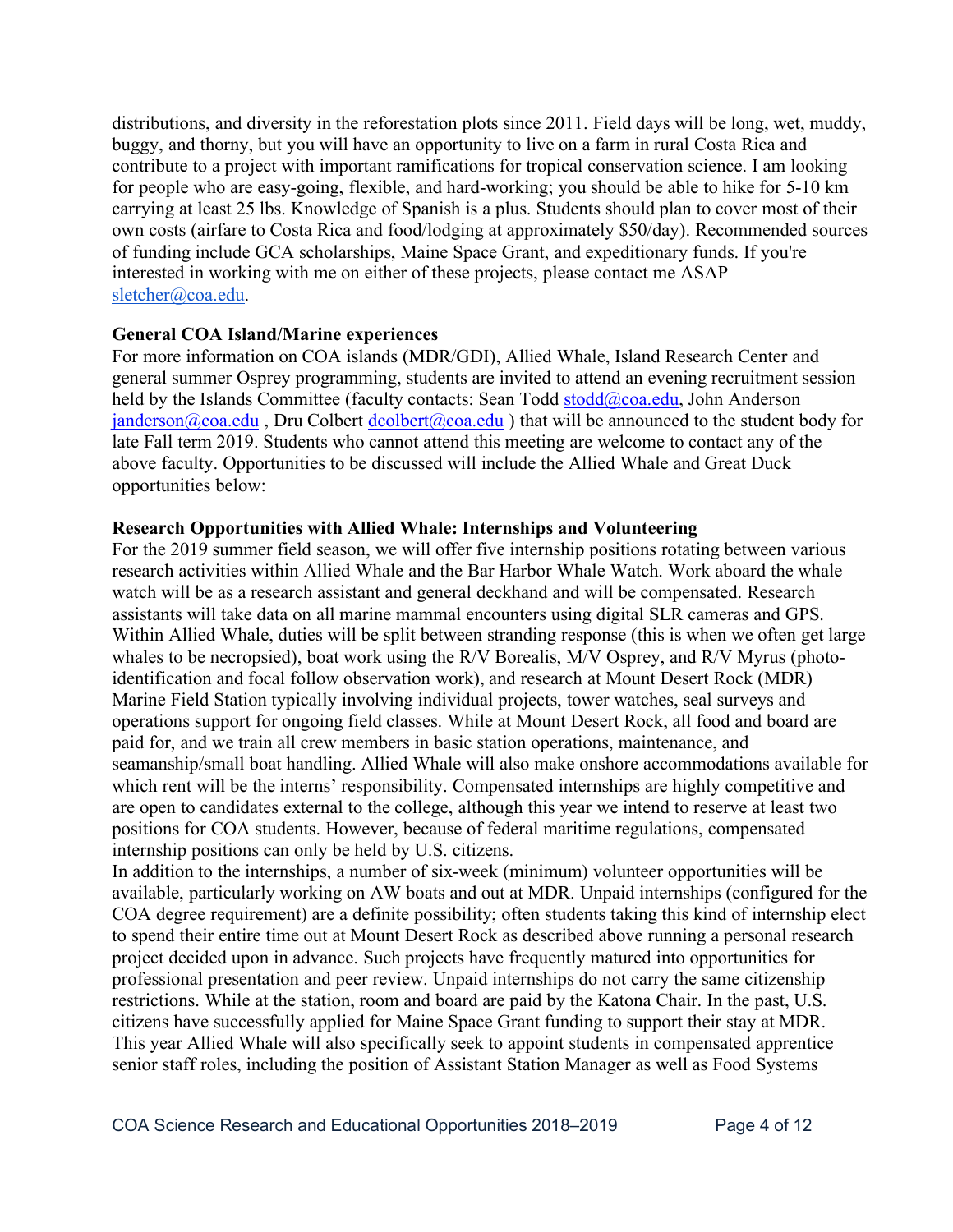distributions, and diversity in the reforestation plots since 2011. Field days will be long, wet, muddy, buggy, and thorny, but you will have an opportunity to live on a farm in rural Costa Rica and contribute to a project with important ramifications for tropical conservation science. I am looking for people who are easy-going, flexible, and hard-working; you should be able to hike for 5-10 km carrying at least 25 lbs. Knowledge of Spanish is a plus. Students should plan to cover most of their own costs (airfare to Costa Rica and food/lodging at approximately $50/day). Recommended sources of funding include GCA scholarships, Maine Space Grant, and expeditionary funds. If you're interested in working with me on either of these projects, please contact me ASAP sletcher@coa.edu.

**General COA Island/Marine experiences**

For more information on COA islands (MDR/GDI), Allied Whale, Island Research Center and general summer Osprey programming, students are invited to attend an evening recruitment session held by the Islands Committee (faculty contacts: Sean Todd stodd@coa.edu, John Anderson janderson@coa.edu , Dru Colbert dcolbert@coa.edu ) that will be announced to the student body for late Fall term 2019. Students who cannot attend this meeting are welcome to contact any of the above faculty. Opportunities to be discussed will include the Allied Whale and Great Duck opportunities below:

**Research Opportunities with Allied Whale: Internships and Volunteering**

For the 2019 summer field season, we will offer five internship positions rotating between various research activities within Allied Whale and the Bar Harbor Whale Watch. Work aboard the whale watch will be as a research assistant and general deckhand and will be compensated. Research assistants will take data on all marine mammal encounters using digital SLR cameras and GPS. Within Allied Whale, duties will be split between stranding response (this is when we often get large whales to be necropsied), boat work using the R/V Borealis, M/V Osprey, and R/V Myrus (photo-identification and focal follow observation work), and research at Mount Desert Rock (MDR) Marine Field Station typically involving individual projects, tower watches, seal surveys and operations support for ongoing field classes. While at Mount Desert Rock, all food and board are paid for, and we train all crew members in basic station operations, maintenance, and seamanship/small boat handling. Allied Whale will also make onshore accommodations available for which rent will be the interns' responsibility. Compensated internships are highly competitive and are open to candidates external to the college, although this year we intend to reserve at least two positions for COA students. However, because of federal maritime regulations, compensated internship positions can only be held by U.S. citizens.

In addition to the internships, a number of six-week (minimum) volunteer opportunities will be available, particularly working on AW boats and out at MDR. Unpaid internships (configured for the COA degree requirement) are a definite possibility; often students taking this kind of internship elect to spend their entire time out at Mount Desert Rock as described above running a personal research project decided upon in advance. Such projects have frequently matured into opportunities for professional presentation and peer review. Unpaid internships do not carry the same citizenship restrictions. While at the station, room and board are paid by the Katona Chair. In the past, U.S. citizens have successfully applied for Maine Space Grant funding to support their stay at MDR. This year Allied Whale will also specifically seek to appoint students in compensated apprentice senior staff roles, including the position of Assistant Station Manager as well as Food Systems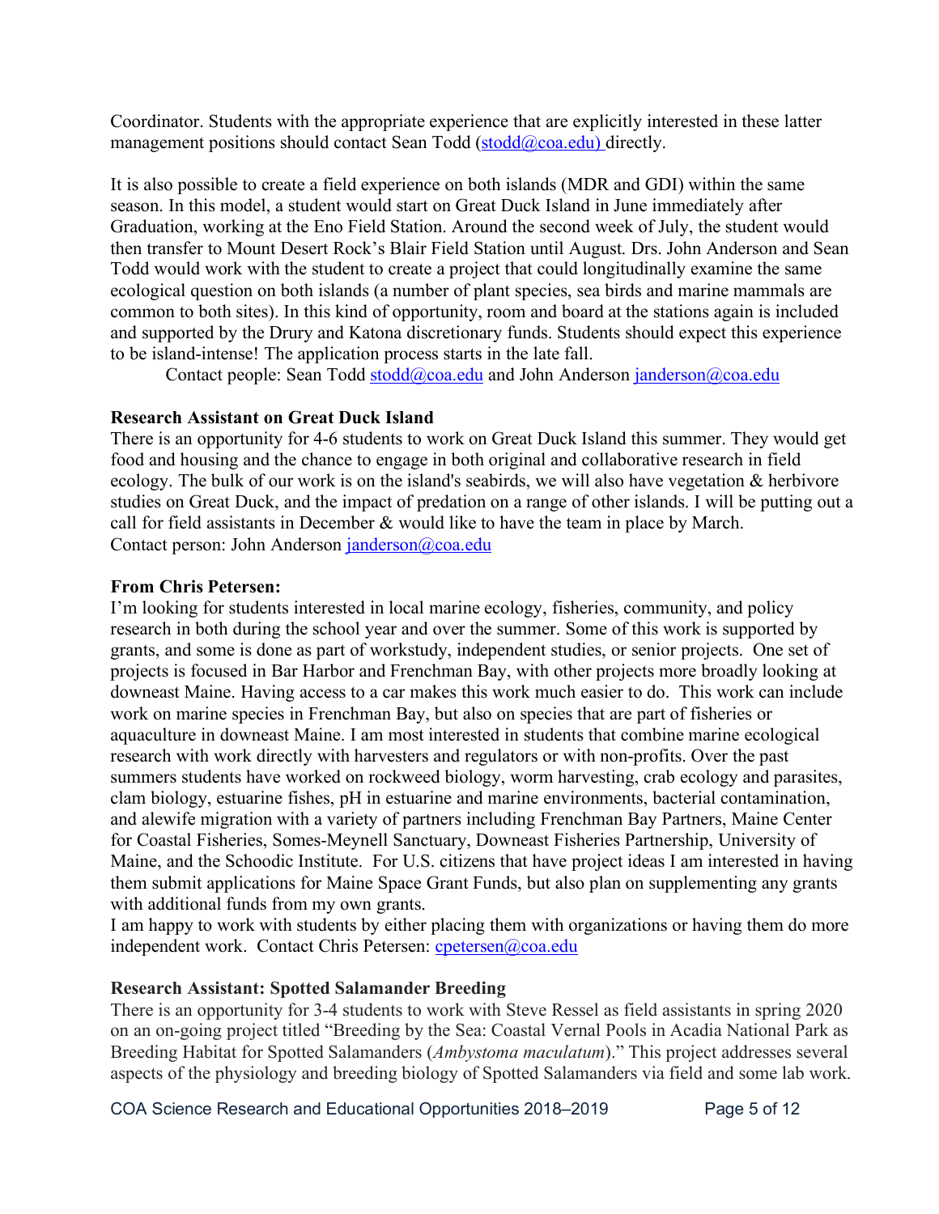Coordinator. Students with the appropriate experience that are explicitly interested in these latter management positions should contact Sean Todd (stodd@coa.edu) directly.

It is also possible to create a field experience on both islands (MDR and GDI) within the same season. In this model, a student would start on Great Duck Island in June immediately after Graduation, working at the Eno Field Station. Around the second week of July, the student would then transfer to Mount Desert Rock's Blair Field Station until August. Drs. John Anderson and Sean Todd would work with the student to create a project that could longitudinally examine the same ecological question on both islands (a number of plant species, sea birds and marine mammals are common to both sites). In this kind of opportunity, room and board at the stations again is included and supported by the Drury and Katona discretionary funds. Students should expect this experience to be island-intense! The application process starts in the late fall.

Contact people: Sean Todd stodd@coa.edu and John Anderson janderson@coa.edu

**Research Assistant on Great Duck Island**

There is an opportunity for 4-6 students to work on Great Duck Island this summer. They would get food and housing and the chance to engage in both original and collaborative research in field ecology. The bulk of our work is on the island's seabirds, we will also have vegetation & herbivore studies on Great Duck, and the impact of predation on a range of other islands. I will be putting out a call for field assistants in December & would like to have the team in place by March.
Contact person: John Anderson janderson@coa.edu

**From Chris Petersen:**

I'm looking for students interested in local marine ecology, fisheries, community, and policy research in both during the school year and over the summer. Some of this work is supported by grants, and some is done as part of workstudy, independent studies, or senior projects. One set of projects is focused in Bar Harbor and Frenchman Bay, with other projects more broadly looking at downeast Maine. Having access to a car makes this work much easier to do. This work can include work on marine species in Frenchman Bay, but also on species that are part of fisheries or aquaculture in downeast Maine. I am most interested in students that combine marine ecological research with work directly with harvesters and regulators or with non-profits. Over the past summers students have worked on rockweed biology, worm harvesting, crab ecology and parasites, clam biology, estuarine fishes, pH in estuarine and marine environments, bacterial contamination, and alewife migration with a variety of partners including Frenchman Bay Partners, Maine Center for Coastal Fisheries, Somes-Meynell Sanctuary, Downeast Fisheries Partnership, University of Maine, and the Schoodic Institute. For U.S. citizens that have project ideas I am interested in having them submit applications for Maine Space Grant Funds, but also plan on supplementing any grants with additional funds from my own grants.
I am happy to work with students by either placing them with organizations or having them do more independent work. Contact Chris Petersen: cpetersen@coa.edu

**Research Assistant: Spotted Salamander Breeding**

There is an opportunity for 3-4 students to work with Steve Ressel as field assistants in spring 2020 on an on-going project titled "Breeding by the Sea: Coastal Vernal Pools in Acadia National Park as Breeding Habitat for Spotted Salamanders (*Ambystoma maculatum*)." This project addresses several aspects of the physiology and breeding biology of Spotted Salamanders via field and some lab work.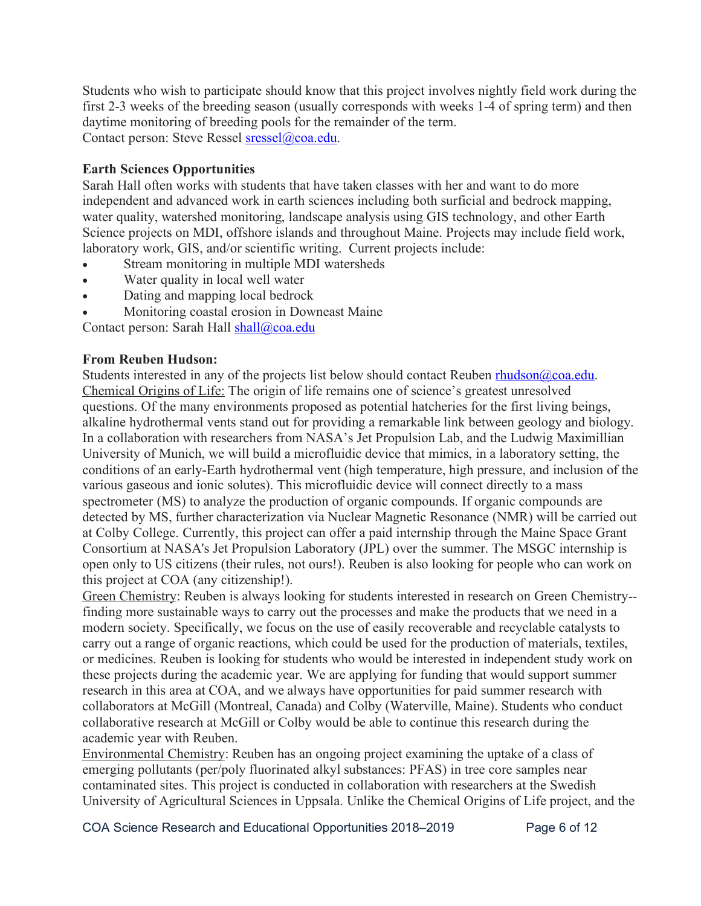Students who wish to participate should know that this project involves nightly field work during the first 2-3 weeks of the breeding season (usually corresponds with weeks 1-4 of spring term) and then daytime monitoring of breeding pools for the remainder of the term.
Contact person: Steve Ressel sressel@coa.edu.

**Earth Sciences Opportunities**

Sarah Hall often works with students that have taken classes with her and want to do more independent and advanced work in earth sciences including both surficial and bedrock mapping, water quality, watershed monitoring, landscape analysis using GIS technology, and other Earth Science projects on MDI, offshore islands and throughout Maine. Projects may include field work, laboratory work, GIS, and/or scientific writing. Current projects include:

- Stream monitoring in multiple MDI watersheds
- Water quality in local well water
- Dating and mapping local bedrock
- Monitoring coastal erosion in Downeast Maine

Contact person: Sarah Hall shall@coa.edu

**From Reuben Hudson:**

Students interested in any of the projects list below should contact Reuben rhudson@coa.edu.
Chemical Origins of Life: The origin of life remains one of science's greatest unresolved questions. Of the many environments proposed as potential hatcheries for the first living beings, alkaline hydrothermal vents stand out for providing a remarkable link between geology and biology. In a collaboration with researchers from NASA's Jet Propulsion Lab, and the Ludwig Maximillian University of Munich, we will build a microfluidic device that mimics, in a laboratory setting, the conditions of an early-Earth hydrothermal vent (high temperature, high pressure, and inclusion of the various gaseous and ionic solutes). This microfluidic device will connect directly to a mass spectrometer (MS) to analyze the production of organic compounds. If organic compounds are detected by MS, further characterization via Nuclear Magnetic Resonance (NMR) will be carried out at Colby College. Currently, this project can offer a paid internship through the Maine Space Grant Consortium at NASA's Jet Propulsion Laboratory (JPL) over the summer. The MSGC internship is open only to US citizens (their rules, not ours!). Reuben is also looking for people who can work on this project at COA (any citizenship!).
Green Chemistry: Reuben is always looking for students interested in research on Green Chemistry--finding more sustainable ways to carry out the processes and make the products that we need in a modern society. Specifically, we focus on the use of easily recoverable and recyclable catalysts to carry out a range of organic reactions, which could be used for the production of materials, textiles, or medicines. Reuben is looking for students who would be interested in independent study work on these projects during the academic year. We are applying for funding that would support summer research in this area at COA, and we always have opportunities for paid summer research with collaborators at McGill (Montreal, Canada) and Colby (Waterville, Maine). Students who conduct collaborative research at McGill or Colby would be able to continue this research during the academic year with Reuben.
Environmental Chemistry: Reuben has an ongoing project examining the uptake of a class of emerging pollutants (per/poly fluorinated alkyl substances: PFAS) in tree core samples near contaminated sites. This project is conducted in collaboration with researchers at the Swedish University of Agricultural Sciences in Uppsala. Unlike the Chemical Origins of Life project, and the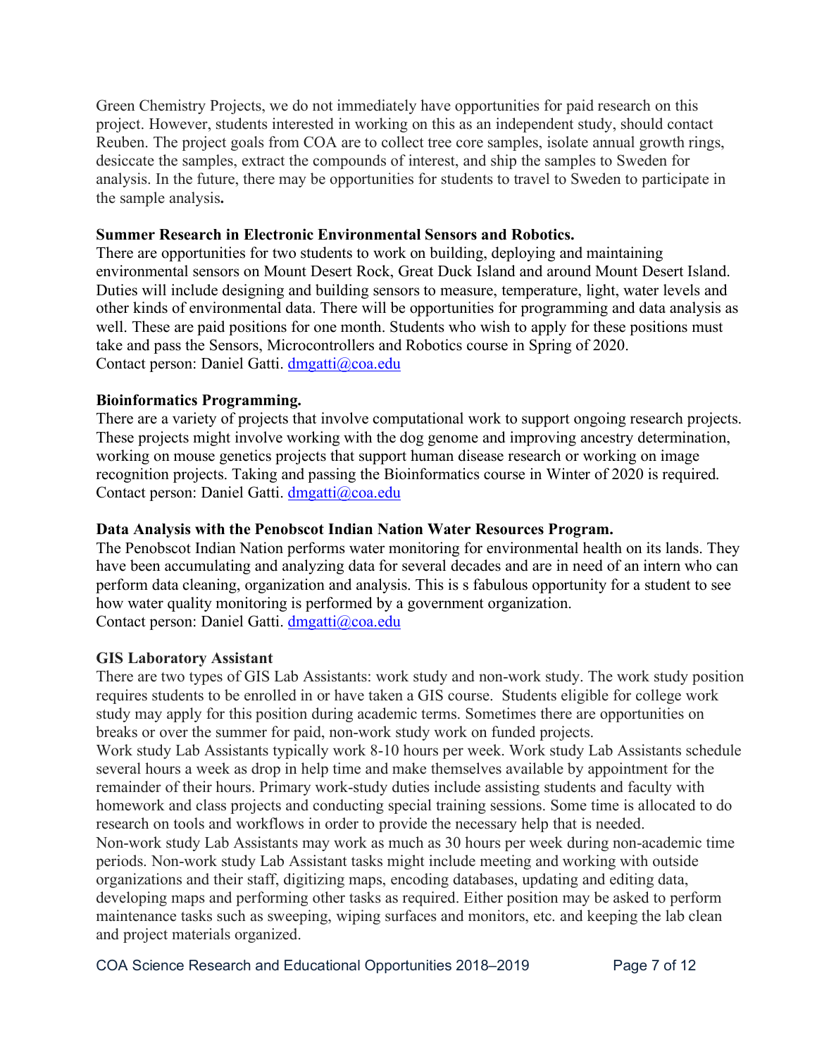Green Chemistry Projects, we do not immediately have opportunities for paid research on this project. However, students interested in working on this as an independent study, should contact Reuben. The project goals from COA are to collect tree core samples, isolate annual growth rings, desiccate the samples, extract the compounds of interest, and ship the samples to Sweden for analysis. In the future, there may be opportunities for students to travel to Sweden to participate in the sample analysis**.**

**Summer Research in Electronic Environmental Sensors and Robotics.**

There are opportunities for two students to work on building, deploying and maintaining environmental sensors on Mount Desert Rock, Great Duck Island and around Mount Desert Island. Duties will include designing and building sensors to measure, temperature, light, water levels and other kinds of environmental data. There will be opportunities for programming and data analysis as well. These are paid positions for one month. Students who wish to apply for these positions must take and pass the Sensors, Microcontrollers and Robotics course in Spring of 2020.
Contact person: Daniel Gatti. dmgatti@coa.edu

**Bioinformatics Programming.**

There are a variety of projects that involve computational work to support ongoing research projects. These projects might involve working with the dog genome and improving ancestry determination, working on mouse genetics projects that support human disease research or working on image recognition projects. Taking and passing the Bioinformatics course in Winter of 2020 is required.
Contact person: Daniel Gatti. dmgatti@coa.edu

**Data Analysis with the Penobscot Indian Nation Water Resources Program.**

The Penobscot Indian Nation performs water monitoring for environmental health on its lands. They have been accumulating and analyzing data for several decades and are in need of an intern who can perform data cleaning, organization and analysis. This is s fabulous opportunity for a student to see how water quality monitoring is performed by a government organization.
Contact person: Daniel Gatti. dmgatti@coa.edu

**GIS Laboratory Assistant**

There are two types of GIS Lab Assistants: work study and non-work study. The work study position requires students to be enrolled in or have taken a GIS course. Students eligible for college work study may apply for this position during academic terms. Sometimes there are opportunities on breaks or over the summer for paid, non-work study work on funded projects.
Work study Lab Assistants typically work 8-10 hours per week. Work study Lab Assistants schedule several hours a week as drop in help time and make themselves available by appointment for the remainder of their hours. Primary work-study duties include assisting students and faculty with homework and class projects and conducting special training sessions. Some time is allocated to do research on tools and workflows in order to provide the necessary help that is needed.
Non-work study Lab Assistants may work as much as 30 hours per week during non-academic time periods. Non-work study Lab Assistant tasks might include meeting and working with outside organizations and their staff, digitizing maps, encoding databases, updating and editing data, developing maps and performing other tasks as required. Either position may be asked to perform maintenance tasks such as sweeping, wiping surfaces and monitors, etc. and keeping the lab clean and project materials organized.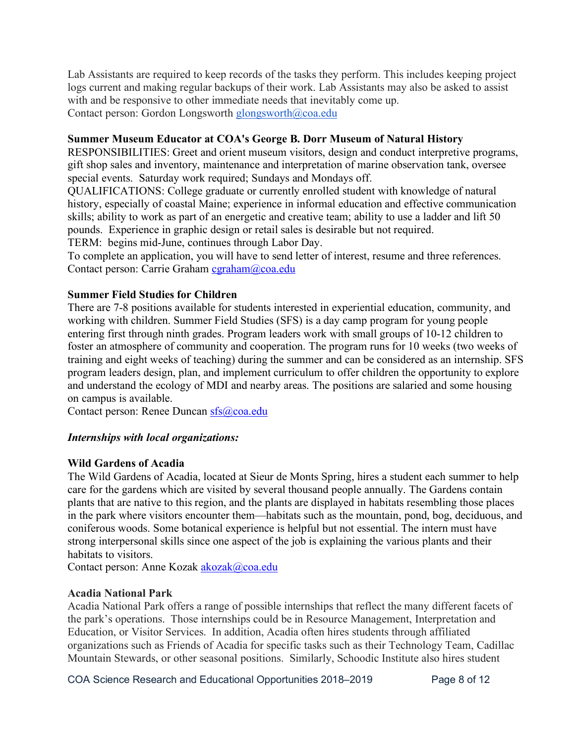Lab Assistants are required to keep records of the tasks they perform. This includes keeping project logs current and making regular backups of their work. Lab Assistants may also be asked to assist with and be responsive to other immediate needs that inevitably come up.
Contact person: Gordon Longsworth [glongsworth@coa.edu](mailto:glongsworth@coa.edu)

**Summer Museum Educator at COA's George B. Dorr Museum of Natural History**
RESPONSIBILITIES: Greet and orient museum visitors, design and conduct interpretive programs, gift shop sales and inventory, maintenance and interpretation of marine observation tank, oversee special events. Saturday work required; Sundays and Mondays off.
QUALIFICATIONS: College graduate or currently enrolled student with knowledge of natural history, especially of coastal Maine; experience in informal education and effective communication skills; ability to work as part of an energetic and creative team; ability to use a ladder and lift 50 pounds. Experience in graphic design or retail sales is desirable but not required.
TERM: begins mid-June, continues through Labor Day.
To complete an application, you will have to send letter of interest, resume and three references.
Contact person: Carrie Graham [cgraham@coa.edu](mailto:cgraham@coa.edu)

**Summer Field Studies for Children**
There are 7-8 positions available for students interested in experiential education, community, and working with children. Summer Field Studies (SFS) is a day camp program for young people entering first through ninth grades. Program leaders work with small groups of 10-12 children to foster an atmosphere of community and cooperation. The program runs for 10 weeks (two weeks of training and eight weeks of teaching) during the summer and can be considered as an internship. SFS program leaders design, plan, and implement curriculum to offer children the opportunity to explore and understand the ecology of MDI and nearby areas. The positions are salaried and some housing on campus is available.
Contact person: Renee Duncan [sfs@coa.edu](mailto:sfs@coa.edu)

***Internships with local organizations:***

**Wild Gardens of Acadia**
The Wild Gardens of Acadia, located at Sieur de Monts Spring, hires a student each summer to help care for the gardens which are visited by several thousand people annually. The Gardens contain plants that are native to this region, and the plants are displayed in habitats resembling those places in the park where visitors encounter them—habitats such as the mountain, pond, bog, deciduous, and coniferous woods. Some botanical experience is helpful but not essential. The intern must have strong interpersonal skills since one aspect of the job is explaining the various plants and their habitats to visitors.
Contact person: Anne Kozak [akozak@coa.edu](mailto:akozak@coa.edu)

**Acadia National Park**
Acadia National Park offers a range of possible internships that reflect the many different facets of the park's operations. Those internships could be in Resource Management, Interpretation and Education, or Visitor Services. In addition, Acadia often hires students through affiliated organizations such as Friends of Acadia for specific tasks such as their Technology Team, Cadillac Mountain Stewards, or other seasonal positions. Similarly, Schoodic Institute also hires student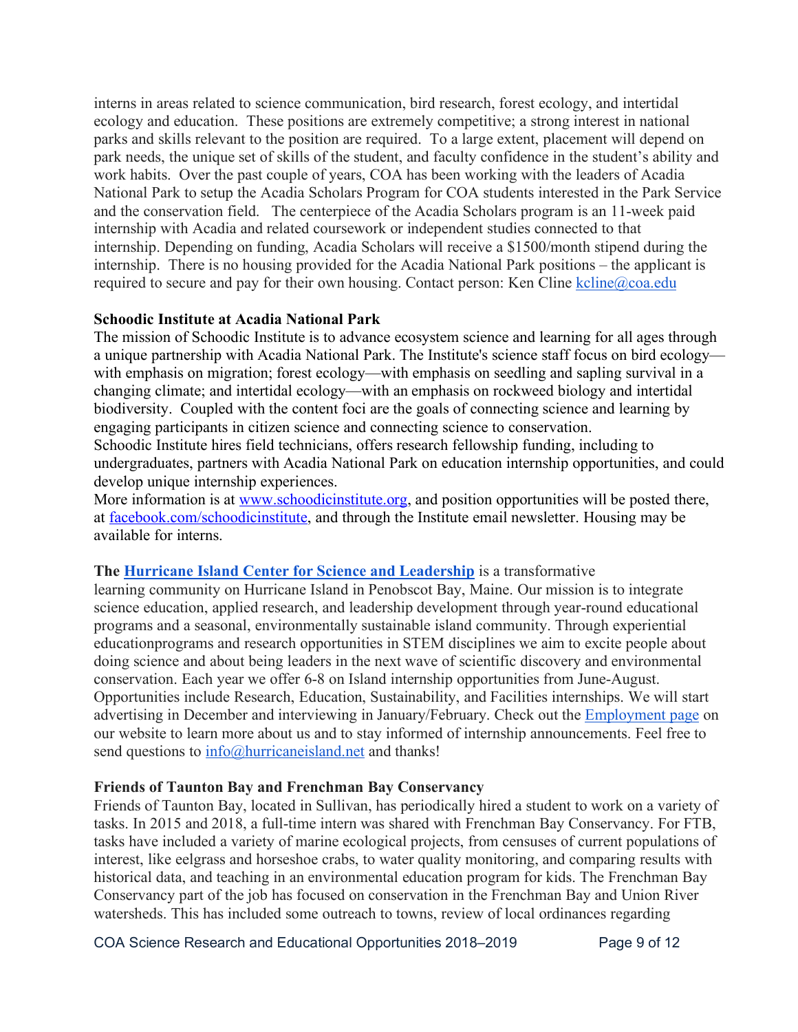interns in areas related to science communication, bird research, forest ecology, and intertidal ecology and education. These positions are extremely competitive; a strong interest in national parks and skills relevant to the position are required. To a large extent, placement will depend on park needs, the unique set of skills of the student, and faculty confidence in the student's ability and work habits. Over the past couple of years, COA has been working with the leaders of Acadia National Park to setup the Acadia Scholars Program for COA students interested in the Park Service and the conservation field. The centerpiece of the Acadia Scholars program is an 11-week paid internship with Acadia and related coursework or independent studies connected to that internship. Depending on funding, Acadia Scholars will receive a $1500/month stipend during the internship. There is no housing provided for the Acadia National Park positions – the applicant is required to secure and pay for their own housing. Contact person: Ken Cline [kcline@coa.edu](mailto:kcline@coa.edu)

**Schoodic Institute at Acadia National Park**

The mission of Schoodic Institute is to advance ecosystem science and learning for all ages through a unique partnership with Acadia National Park. The Institute's science staff focus on bird ecology—with emphasis on migration; forest ecology—with emphasis on seedling and sapling survival in a changing climate; and intertidal ecology—with an emphasis on rockweed biology and intertidal biodiversity. Coupled with the content foci are the goals of connecting science and learning by engaging participants in citizen science and connecting science to conservation.

Schoodic Institute hires field technicians, offers research fellowship funding, including to undergraduates, partners with Acadia National Park on education internship opportunities, and could develop unique internship experiences.

More information is at [www.schoodicinstitute.org](http://www.schoodicinstitute.org), and position opportunities will be posted there, at [facebook.com/schoodicinstitute](http://facebook.com/schoodicinstitute), and through the Institute email newsletter. Housing may be available for interns.

**The [Hurricane Island Center for Science and Leadership](#)** is a transformative learning community on Hurricane Island in Penobscot Bay, Maine. Our mission is to integrate science education, applied research, and leadership development through year-round educational programs and a seasonal, environmentally sustainable island community. Through experiential educationprograms and research opportunities in STEM disciplines we aim to excite people about doing science and about being leaders in the next wave of scientific discovery and environmental conservation. Each year we offer 6-8 on Island internship opportunities from June-August. Opportunities include Research, Education, Sustainability, and Facilities internships. We will start advertising in December and interviewing in January/February. Check out the [Employment page](#) on our website to learn more about us and to stay informed of internship announcements. Feel free to send questions to [info@hurricaneisland.net](mailto:info@hurricaneisland.net) and thanks!

**Friends of Taunton Bay and Frenchman Bay Conservancy**

Friends of Taunton Bay, located in Sullivan, has periodically hired a student to work on a variety of tasks. In 2015 and 2018, a full-time intern was shared with Frenchman Bay Conservancy. For FTB, tasks have included a variety of marine ecological projects, from censuses of current populations of interest, like eelgrass and horseshoe crabs, to water quality monitoring, and comparing results with historical data, and teaching in an environmental education program for kids. The Frenchman Bay Conservancy part of the job has focused on conservation in the Frenchman Bay and Union River watersheds. This has included some outreach to towns, review of local ordinances regarding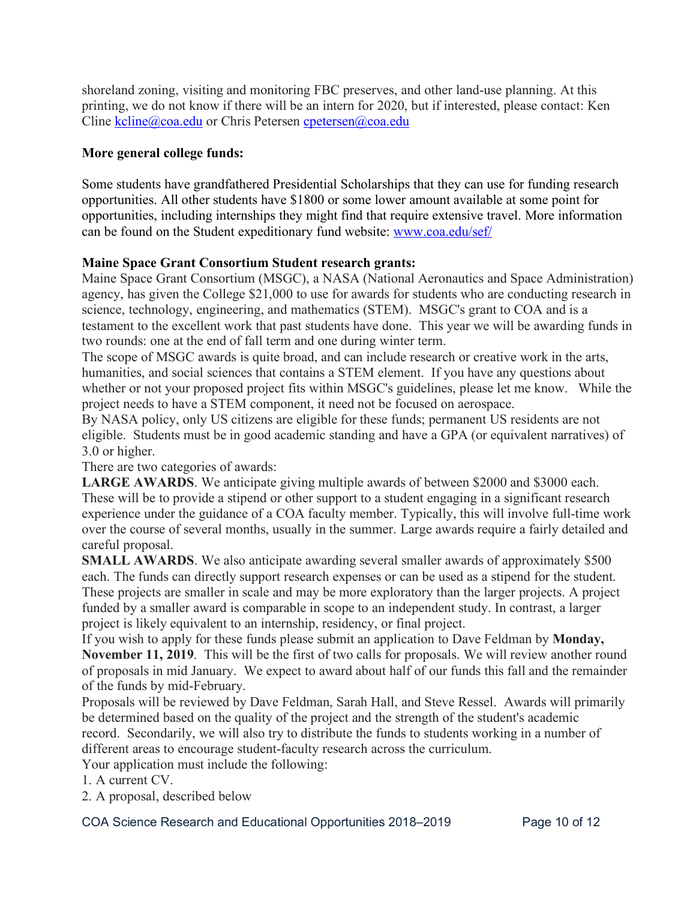shoreland zoning, visiting and monitoring FBC preserves, and other land-use planning. At this printing, we do not know if there will be an intern for 2020, but if interested, please contact: Ken Cline kcline@coa.edu or Chris Petersen cpetersen@coa.edu

**More general college funds:**

Some students have grandfathered Presidential Scholarships that they can use for funding research opportunities. All other students have $1800 or some lower amount available at some point for opportunities, including internships they might find that require extensive travel. More information can be found on the Student expeditionary fund website: www.coa.edu/sef/

**Maine Space Grant Consortium Student research grants:**

Maine Space Grant Consortium (MSGC), a NASA (National Aeronautics and Space Administration) agency, has given the College $21,000 to use for awards for students who are conducting research in science, technology, engineering, and mathematics (STEM). MSGC's grant to COA and is a testament to the excellent work that past students have done. This year we will be awarding funds in two rounds: one at the end of fall term and one during winter term.

The scope of MSGC awards is quite broad, and can include research or creative work in the arts, humanities, and social sciences that contains a STEM element. If you have any questions about whether or not your proposed project fits within MSGC's guidelines, please let me know. While the project needs to have a STEM component, it need not be focused on aerospace.

By NASA policy, only US citizens are eligible for these funds; permanent US residents are not eligible. Students must be in good academic standing and have a GPA (or equivalent narratives) of 3.0 or higher.

There are two categories of awards:

**LARGE AWARDS**. We anticipate giving multiple awards of between $2000 and $3000 each. These will be to provide a stipend or other support to a student engaging in a significant research experience under the guidance of a COA faculty member. Typically, this will involve full-time work over the course of several months, usually in the summer. Large awards require a fairly detailed and careful proposal.

**SMALL AWARDS**. We also anticipate awarding several smaller awards of approximately $500 each. The funds can directly support research expenses or can be used as a stipend for the student. These projects are smaller in scale and may be more exploratory than the larger projects. A project funded by a smaller award is comparable in scope to an independent study. In contrast, a larger project is likely equivalent to an internship, residency, or final project.

If you wish to apply for these funds please submit an application to Dave Feldman by **Monday, November 11, 2019**. This will be the first of two calls for proposals. We will review another round of proposals in mid January. We expect to award about half of our funds this fall and the remainder of the funds by mid-February.

Proposals will be reviewed by Dave Feldman, Sarah Hall, and Steve Ressel. Awards will primarily be determined based on the quality of the project and the strength of the student's academic record. Secondarily, we will also try to distribute the funds to students working in a number of different areas to encourage student-faculty research across the curriculum.

Your application must include the following:

1. A current CV.
2. A proposal, described below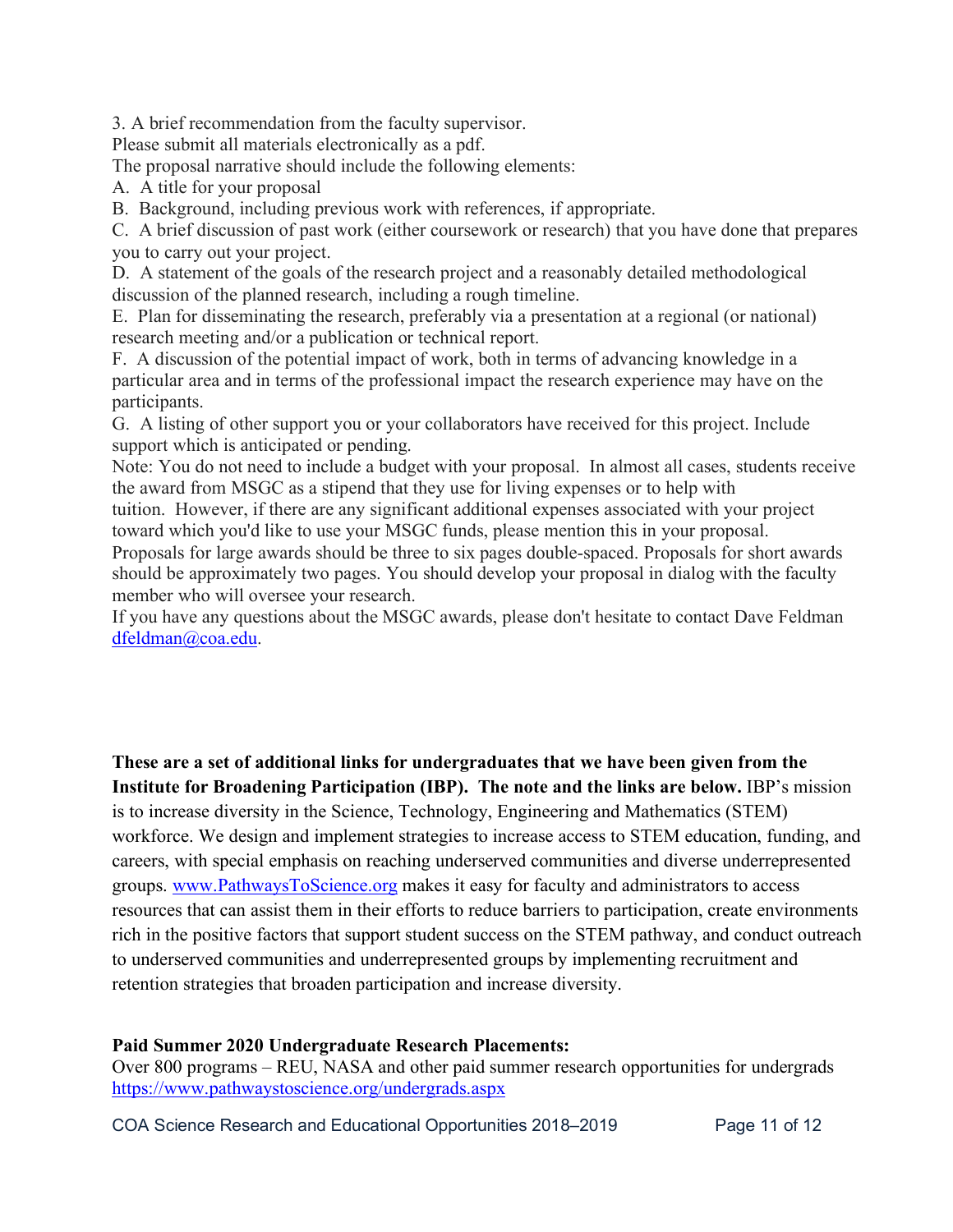3. A brief recommendation from the faculty supervisor.
Please submit all materials electronically as a pdf.
The proposal narrative should include the following elements:

A. A title for your proposal
B. Background, including previous work with references, if appropriate.
C. A brief discussion of past work (either coursework or research) that you have done that prepares you to carry out your project.
D. A statement of the goals of the research project and a reasonably detailed methodological discussion of the planned research, including a rough timeline.
E. Plan for disseminating the research, preferably via a presentation at a regional (or national) research meeting and/or a publication or technical report.
F. A discussion of the potential impact of work, both in terms of advancing knowledge in a particular area and in terms of the professional impact the research experience may have on the participants.
G. A listing of other support you or your collaborators have received for this project. Include support which is anticipated or pending.

Note: You do not need to include a budget with your proposal. In almost all cases, students receive the award from MSGC as a stipend that they use for living expenses or to help with tuition. However, if there are any significant additional expenses associated with your project toward which you'd like to use your MSGC funds, please mention this in your proposal.
Proposals for large awards should be three to six pages double-spaced. Proposals for short awards should be approximately two pages. You should develop your proposal in dialog with the faculty member who will oversee your research.
If you have any questions about the MSGC awards, please don't hesitate to contact Dave Feldman dfeldman@coa.edu.

**These are a set of additional links for undergraduates that we have been given from the Institute for Broadening Participation (IBP). The note and the links are below.** IBP's mission is to increase diversity in the Science, Technology, Engineering and Mathematics (STEM) workforce. We design and implement strategies to increase access to STEM education, funding, and careers, with special emphasis on reaching underserved communities and diverse underrepresented groups. www.PathwaysToScience.org makes it easy for faculty and administrators to access resources that can assist them in their efforts to reduce barriers to participation, create environments rich in the positive factors that support student success on the STEM pathway, and conduct outreach to underserved communities and underrepresented groups by implementing recruitment and retention strategies that broaden participation and increase diversity.

**Paid Summer 2020 Undergraduate Research Placements:**
Over 800 programs – REU, NASA and other paid summer research opportunities for undergrads
https://www.pathwaystoscience.org/undergrads.aspx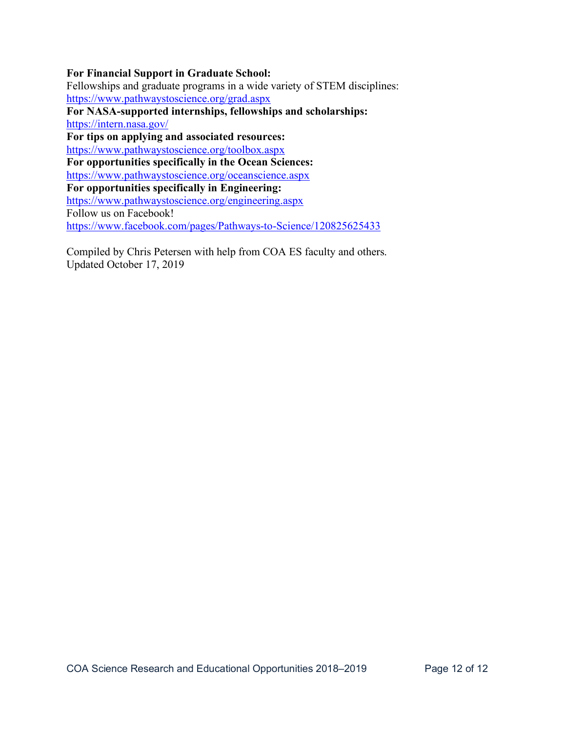**For Financial Support in Graduate School:**
Fellowships and graduate programs in a wide variety of STEM disciplines:
https://www.pathwaystoscience.org/grad.aspx
**For NASA-supported internships, fellowships and scholarships:**
https://intern.nasa.gov/
**For tips on applying and associated resources:**
https://www.pathwaystoscience.org/toolbox.aspx
**For opportunities specifically in the Ocean Sciences:**
https://www.pathwaystoscience.org/oceanscience.aspx
**For opportunities specifically in Engineering:**
https://www.pathwaystoscience.org/engineering.aspx
Follow us on Facebook!
https://www.facebook.com/pages/Pathways-to-Science/120825625433

Compiled by Chris Petersen with help from COA ES faculty and others.
Updated October 17, 2019